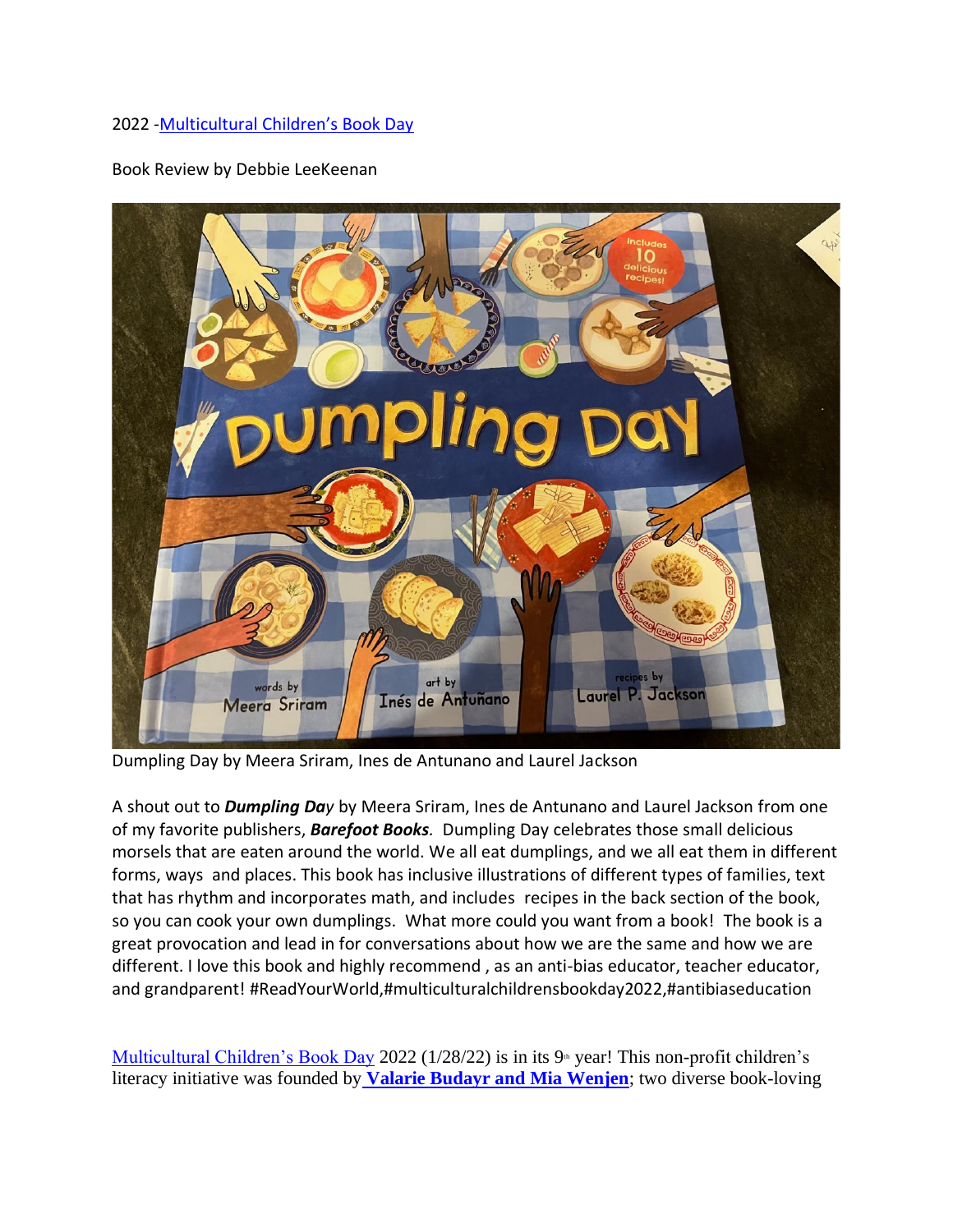2022 -[Multicultural Children's Book Day]

Book Review by Debbie LeeKeenan

Dumpling Day by Meera Sriram, Ines de Antunano and Laurel Jackson

A shout out to ***Dumpling Da****y* by Meera Sriram, Ines de Antunano and Laurel Jackson from one of my favorite publishers, ***Barefoot Books***. Dumpling Day celebrates those small delicious morsels that are eaten around the world. We all eat dumplings, and we all eat them in different forms, ways and places. This book has inclusive illustrations of different types of families, text that has rhythm and incorporates math, and includes recipes in the back section of the book, so you can cook your own dumplings. What more could you want from a book! The book is a great provocation and lead in for conversations about how we are the same and how we are different. I love this book and highly recommend , as an anti-bias educator, teacher educator, and grandparent! #ReadYourWorld,#multiculturalchildrensbookday2022,#antibiaseducation

[Multicultural Children's Book Day] 2022 (1/28/22) is in its 9th year! This non-profit children's literacy initiative was founded by **[Valarie Budayr and Mia Wenjen]**; two diverse book-loving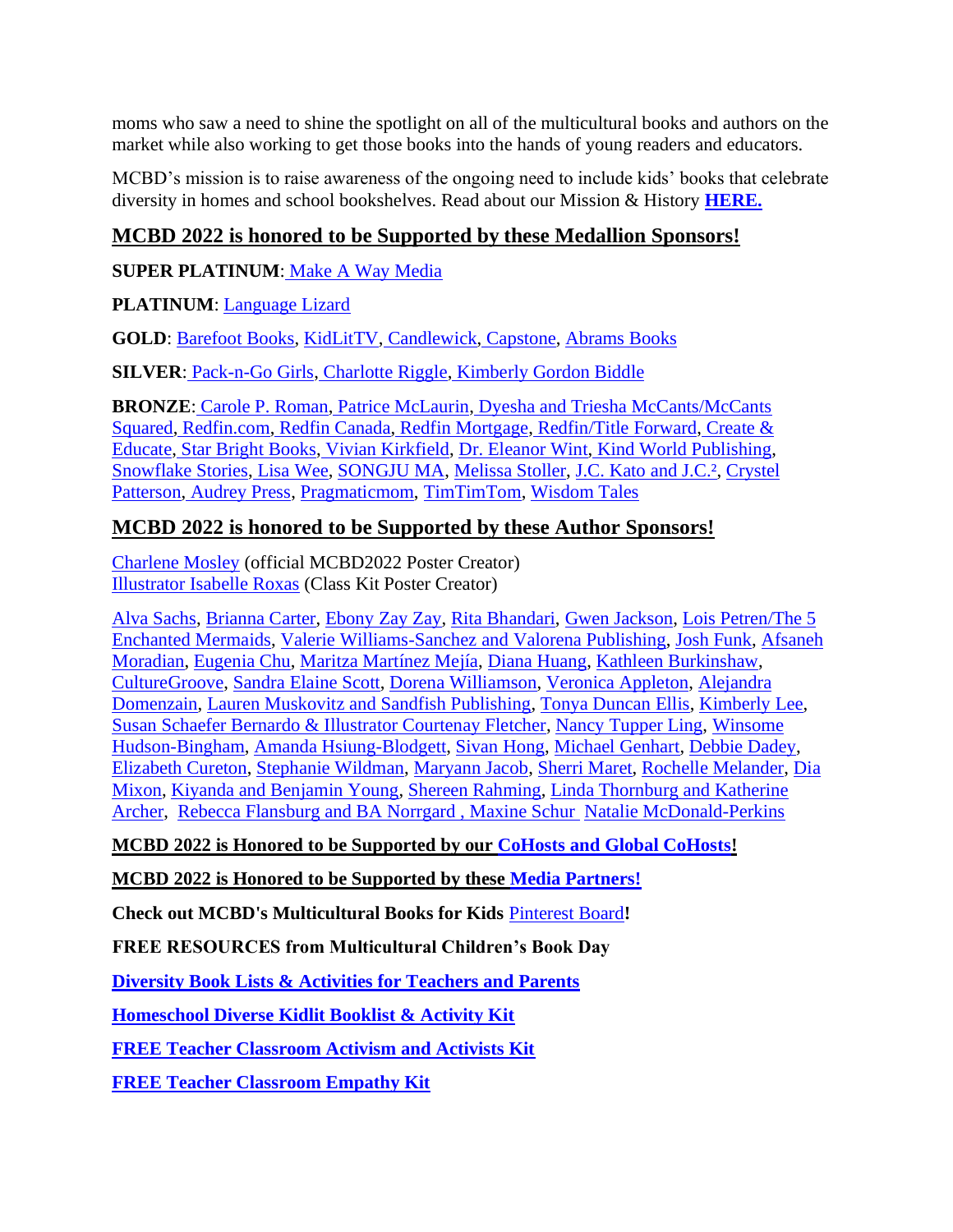moms who saw a need to shine the spotlight on all of the multicultural books and authors on the market while also working to get those books into the hands of young readers and educators.

MCBD's mission is to raise awareness of the ongoing need to include kids' books that celebrate diversity in homes and school bookshelves. Read about our Mission & History **HERE.**

## MCBD 2022 is honored to be Supported by these Medallion Sponsors!

**SUPER PLATINUM**: Make A Way Media

**PLATINUM**: Language Lizard

**GOLD**: Barefoot Books, KidLitTV, Candlewick, Capstone, Abrams Books

**SILVER**: Pack-n-Go Girls, Charlotte Riggle, Kimberly Gordon Biddle

**BRONZE**: Carole P. Roman, Patrice McLaurin, Dyesha and Triesha McCants/McCants Squared, Redfin.com, Redfin Canada, Redfin Mortgage, Redfin/Title Forward, Create & Educate, Star Bright Books, Vivian Kirkfield, Dr. Eleanor Wint, Kind World Publishing, Snowflake Stories, Lisa Wee, SONGJU MA, Melissa Stoller, J.C. Kato and J.C.², Crystel Patterson, Audrey Press, Pragmaticmom, TimTimTom, Wisdom Tales

## MCBD 2022 is honored to be Supported by these Author Sponsors!

Charlene Mosley (official MCBD2022 Poster Creator)
Illustrator Isabelle Roxas (Class Kit Poster Creator)

Alva Sachs, Brianna Carter, Ebony Zay Zay, Rita Bhandari, Gwen Jackson, Lois Petren/The 5 Enchanted Mermaids, Valerie Williams-Sanchez and Valorena Publishing, Josh Funk, Afsaneh Moradian, Eugenia Chu, Maritza Martínez Mejía, Diana Huang, Kathleen Burkinshaw, CultureGroove, Sandra Elaine Scott, Dorena Williamson, Veronica Appleton, Alejandra Domenzain, Lauren Muskovitz and Sandfish Publishing, Tonya Duncan Ellis, Kimberly Lee, Susan Schaefer Bernardo & Illustrator Courtenay Fletcher, Nancy Tupper Ling, Winsome Hudson-Bingham, Amanda Hsiung-Blodgett, Sivan Hong, Michael Genhart, Debbie Dadey, Elizabeth Cureton, Stephanie Wildman, Maryann Jacob, Sherri Maret, Rochelle Melander, Dia Mixon, Kiyanda and Benjamin Young, Shereen Rahming, Linda Thornburg and Katherine Archer, Rebecca Flansburg and BA Norrgard , Maxine Schur Natalie McDonald-Perkins

**MCBD 2022 is Honored to be Supported by our CoHosts and Global CoHosts!**

**MCBD 2022 is Honored to be Supported by these Media Partners!**

**Check out MCBD's Multicultural Books for Kids** Pinterest Board**!**

**FREE RESOURCES from Multicultural Children's Book Day**

**Diversity Book Lists & Activities for Teachers and Parents**

**Homeschool Diverse Kidlit Booklist & Activity Kit**

**FREE Teacher Classroom Activism and Activists Kit**

**FREE Teacher Classroom Empathy Kit**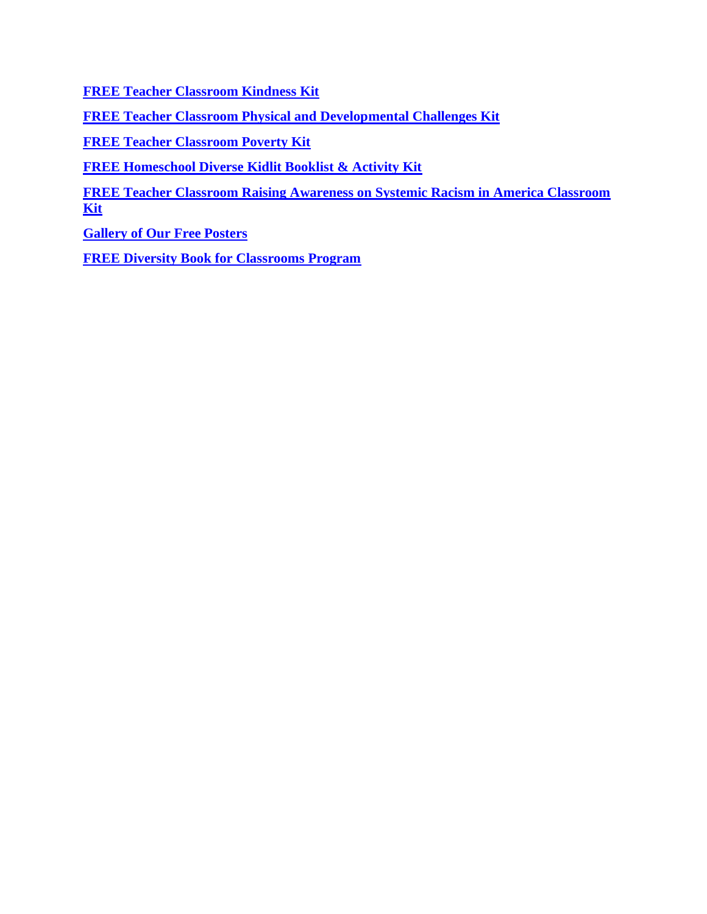**FREE Teacher Classroom Kindness Kit**

**FREE Teacher Classroom Physical and Developmental Challenges Kit**

**FREE Teacher Classroom Poverty Kit**

**FREE Homeschool Diverse Kidlit Booklist & Activity Kit**

**FREE Teacher Classroom Raising Awareness on Systemic Racism in America Classroom Kit**

**Gallery of Our Free Posters**

**FREE Diversity Book for Classrooms Program**